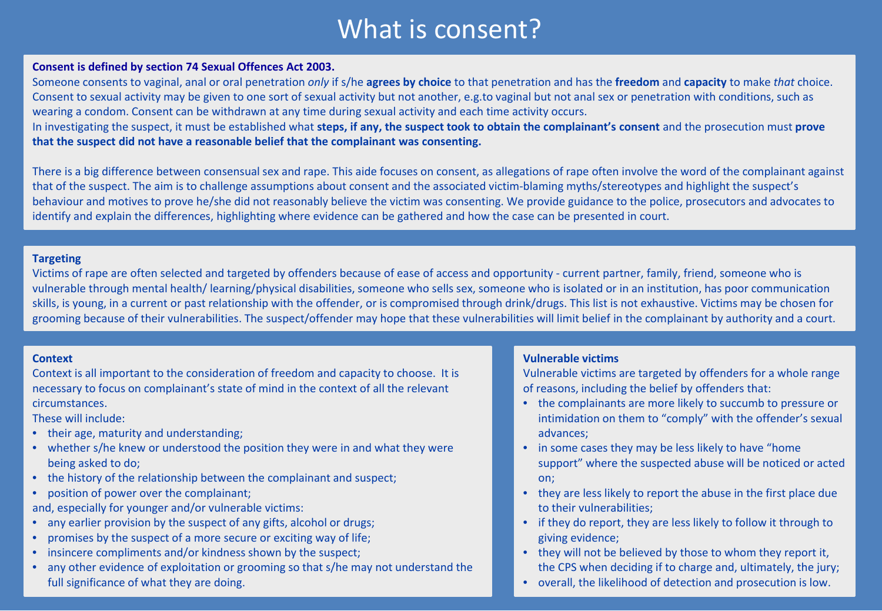# What is consent?

**Consent is defined by section 74 Sexual Offences Act 2003.**

Someone consents to vaginal, anal or oral penetration *only* if s/he **agrees by choice** to that penetration and has the **freedom** and **capacity** to make *that* choice. Consent to sexual activity may be given to one sort of sexual activity but not another, e.g.to vaginal but not anal sex or penetration with conditions, such as wearing a condom. Consent can be withdrawn at any time during sexual activity and each time activity occurs.

In investigating the suspect, it must be established what **steps, if any, the suspect took to obtain the complainant's consent** and the prosecution must **prove that the suspect did not have a reasonable belief that the complainant was consenting.**

There is a big difference between consensual sex and rape. This aide focuses on consent, as allegations of rape often involve the word of the complainant against that of the suspect. The aim is to challenge assumptions about consent and the associated victim-blaming myths/stereotypes and highlight the suspect's behaviour and motives to prove he/she did not reasonably believe the victim was consenting. We provide guidance to the police, prosecutors and advocates to identify and explain the differences, highlighting where evidence can be gathered and how the case can be presented in court.

## Targeting

Victims of rape are often selected and targeted by offenders because of ease of access and opportunity - current partner, family, friend, someone who is vulnerable through mental health/ learning/physical disabilities, someone who sells sex, someone who is isolated or in an institution, has poor communication skills, is young, in a current or past relationship with the offender, or is compromised through drink/drugs. This list is not exhaustive. Victims may be chosen for grooming because of their vulnerabilities. The suspect/offender may hope that these vulnerabilities will limit belief in the complainant by authority and a court.

## Context

Context is all important to the consideration of freedom and capacity to choose. It is necessary to focus on complainant's state of mind in the context of all the relevant circumstances.

These will include:

- their age, maturity and understanding;
- whether s/he knew or understood the position they were in and what they were being asked to do;
- the history of the relationship between the complainant and suspect;
- position of power over the complainant;

and, especially for younger and/or vulnerable victims:

- any earlier provision by the suspect of any gifts, alcohol or drugs;
- promises by the suspect of a more secure or exciting way of life;
- insincere compliments and/or kindness shown by the suspect;
- any other evidence of exploitation or grooming so that s/he may not understand the full significance of what they are doing.

## Vulnerable victims

Vulnerable victims are targeted by offenders for a whole range of reasons, including the belief by offenders that:

- the complainants are more likely to succumb to pressure or intimidation on them to "comply" with the offender's sexual advances;
- in some cases they may be less likely to have "home support" where the suspected abuse will be noticed or acted on;
- they are less likely to report the abuse in the first place due to their vulnerabilities;
- if they do report, they are less likely to follow it through to giving evidence;
- they will not be believed by those to whom they report it, the CPS when deciding if to charge and, ultimately, the jury;
- overall, the likelihood of detection and prosecution is low.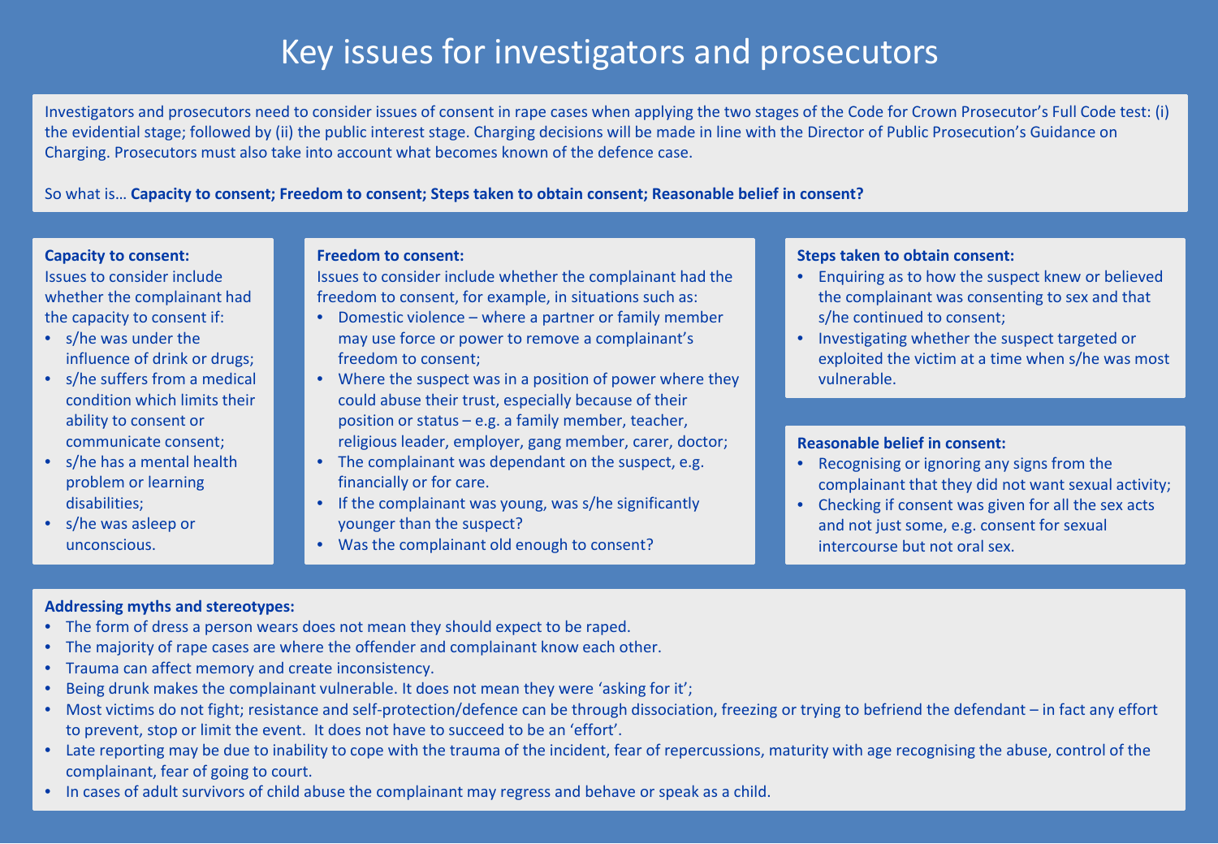# Key issues for investigators and prosecutors

Investigators and prosecutors need to consider issues of consent in rape cases when applying the two stages of the Code for Crown Prosecutor's Full Code test: (i) the evidential stage; followed by (ii) the public interest stage. Charging decisions will be made in line with the Director of Public Prosecution's Guidance on Charging. Prosecutors must also take into account what becomes known of the defence case.

So what is… **Capacity to consent; Freedom to consent; Steps taken to obtain consent; Reasonable belief in consent?**

**Capacity to consent:**

Issues to consider include whether the complainant had the capacity to consent if:

- s/he was under the influence of drink or drugs;
- s/he suffers from a medical condition which limits their ability to consent or communicate consent;
- s/he has a mental health problem or learning disabilities;
- s/he was asleep or unconscious.

**Freedom to consent:**

Issues to consider include whether the complainant had the freedom to consent, for example, in situations such as:

- Domestic violence – where a partner or family member may use force or power to remove a complainant's freedom to consent;
- Where the suspect was in a position of power where they could abuse their trust, especially because of their position or status – e.g. a family member, teacher, religious leader, employer, gang member, carer, doctor;
- The complainant was dependant on the suspect, e.g. financially or for care.
- If the complainant was young, was s/he significantly younger than the suspect?
- Was the complainant old enough to consent?

**Steps taken to obtain consent:**

- Enquiring as to how the suspect knew or believed the complainant was consenting to sex and that s/he continued to consent;
- Investigating whether the suspect targeted or exploited the victim at a time when s/he was most vulnerable.

**Reasonable belief in consent:**

- Recognising or ignoring any signs from the complainant that they did not want sexual activity;
- Checking if consent was given for all the sex acts and not just some, e.g. consent for sexual intercourse but not oral sex.

**Addressing myths and stereotypes:**

- The form of dress a person wears does not mean they should expect to be raped.
- The majority of rape cases are where the offender and complainant know each other.
- Trauma can affect memory and create inconsistency.
- Being drunk makes the complainant vulnerable. It does not mean they were 'asking for it';
- Most victims do not fight; resistance and self-protection/defence can be through dissociation, freezing or trying to befriend the defendant – in fact any effort to prevent, stop or limit the event. It does not have to succeed to be an 'effort'.
- Late reporting may be due to inability to cope with the trauma of the incident, fear of repercussions, maturity with age recognising the abuse, control of the complainant, fear of going to court.
- In cases of adult survivors of child abuse the complainant may regress and behave or speak as a child.